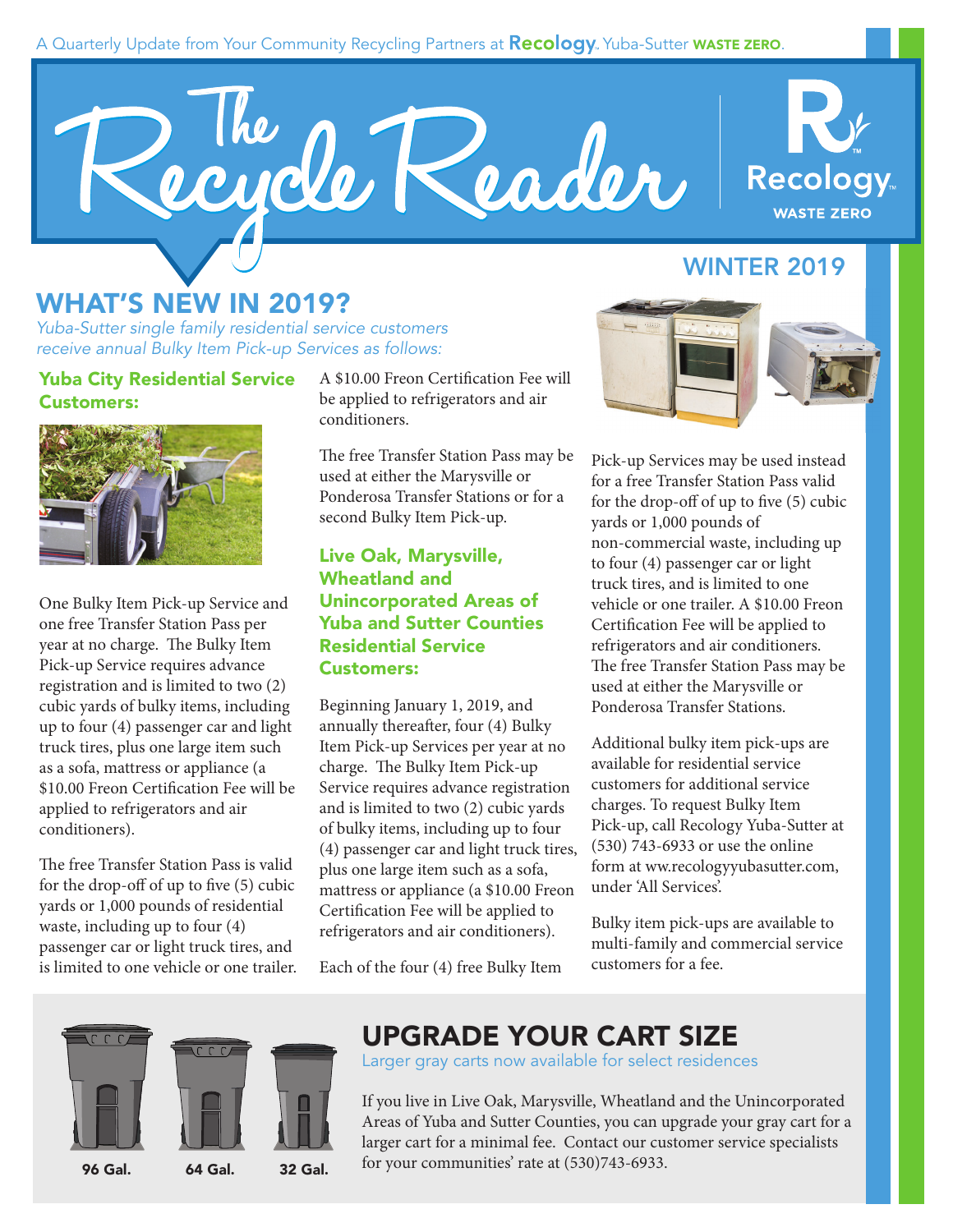A Quarterly Update from Your Community Recycling Partners at Recology Yuba-Sutter WASTE ZERO.

# The Recycle Reader

Recology WASTE ZERO

WINTER 2019

## WHAT'S NEW IN 2019?

*Yuba-Sutter single family residential service customers receive annual Bulky Item Pick-up Services as follows:*

### Yuba City Residential Service Customers:

One Bulky Item Pick-up Service and one free Transfer Station Pass per year at no charge. The Bulky Item Pick-up Service requires advance registration and is limited to two (2) cubic yards of bulky items, including up to four (4) passenger car and light truck tires, plus one large item such as a sofa, mattress or appliance (a $10.00 Freon Certification Fee will be applied to refrigerators and air conditioners).

The free Transfer Station Pass is valid for the drop-off of up to five (5) cubic yards or 1,000 pounds of residential waste, including up to four (4) passenger car or light truck tires, and is limited to one vehicle or one trailer. A $10.00 Freon Certification Fee will be applied to refrigerators and air conditioners.

The free Transfer Station Pass may be used at either the Marysville or Ponderosa Transfer Stations or for a second Bulky Item Pick-up.

### Live Oak, Marysville, Wheatland and Unincorporated Areas of Yuba and Sutter Counties Residential Service Customers:

Beginning January 1, 2019, and annually thereafter, four (4) Bulky Item Pick-up Services per year at no charge. The Bulky Item Pick-up Service requires advance registration and is limited to two (2) cubic yards of bulky items, including up to four (4) passenger car and light truck tires, plus one large item such as a sofa, mattress or appliance (a $10.00 Freon Certification Fee will be applied to refrigerators and air conditioners).

Each of the four (4) free Bulky Item Pick-up Services may be used instead for a free Transfer Station Pass valid for the drop-off of up to five (5) cubic yards or 1,000 pounds of non-commercial waste, including up to four (4) passenger car or light truck tires, and is limited to one vehicle or one trailer. A $10.00 Freon Certification Fee will be applied to refrigerators and air conditioners. The free Transfer Station Pass may be used at either the Marysville or Ponderosa Transfer Stations.

Additional bulky item pick-ups are available for residential service customers for additional service charges. To request Bulky Item Pick-up, call Recology Yuba-Sutter at (530) 743-6933 or use the online form at ww.recologyyubasutter.com, under 'All Services'.

Bulky item pick-ups are available to multi-family and commercial service customers for a fee.

## UPGRADE YOUR CART SIZE

Larger gray carts now available for select residences

If you live in Live Oak, Marysville, Wheatland and the Unincorporated Areas of Yuba and Sutter Counties, you can upgrade your gray cart for a larger cart for a minimal fee. Contact our customer service specialists for your communities' rate at (530)743-6933.

96 Gal. 64 Gal. 32 Gal.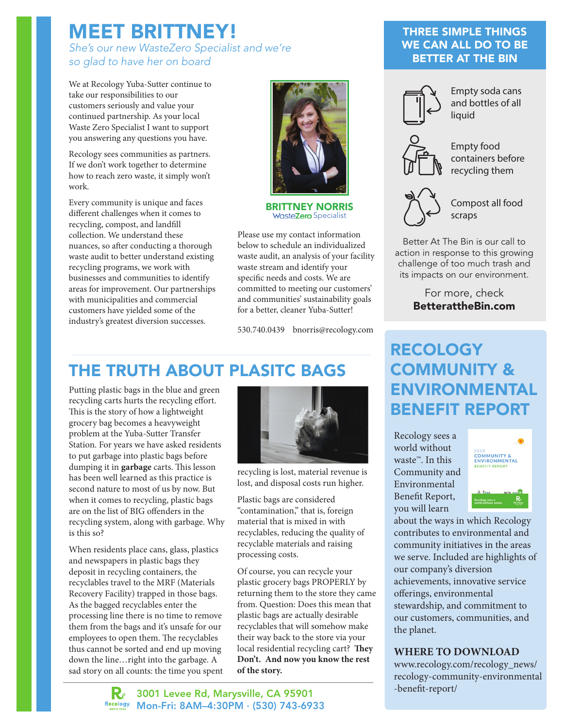# MEET BRITTNEY!

*She's our new WasteZero Specialist and we're so glad to have her on board*

We at Recology Yuba-Sutter continue to take our responsibilities to our customers seriously and value your continued partnership. As your local Waste Zero Specialist I want to support you answering any questions you have.

Recology sees communities as partners. If we don't work together to determine how to reach zero waste, it simply won't work.

Every community is unique and faces different challenges when it comes to recycling, compost, and landfill collection. We understand these nuances, so after conducting a thorough waste audit to better understand existing recycling programs, we work with businesses and communities to identify areas for improvement. Our partnerships with municipalities and commercial customers have yielded some of the industry's greatest diversion successes.

**BRITTNEY NORRIS**
WasteZero Specialist

Please use my contact information below to schedule an individualized waste audit, an analysis of your facility waste stream and identify your specific needs and costs. We are committed to meeting our customers' and communities' sustainability goals for a better, cleaner Yuba-Sutter!

530.740.0439 bnorris@recology.com

## THE TRUTH ABOUT PLASITC BAGS

Putting plastic bags in the blue and green recycling carts hurts the recycling effort. This is the story of how a lightweight grocery bag becomes a heavyweight problem at the Yuba-Sutter Transfer Station. For years we have asked residents to put garbage into plastic bags before dumping it in **garbage** carts. This lesson has been well learned as this practice is second nature to most of us by now. But when it comes to recycling, plastic bags are on the list of BIG offenders in the recycling system, along with garbage. Why is this so?

When residents place cans, glass, plastics and newspapers in plastic bags they deposit in recycling containers, the recyclables travel to the MRF (Materials Recovery Facility) trapped in those bags. As the bagged recyclables enter the processing line there is no time to remove them from the bags and it's unsafe for our employees to open them. The recyclables thus cannot be sorted and end up moving down the line…right into the garbage. A sad story on all counts: the time you spent recycling is lost, material revenue is lost, and disposal costs run higher.

Plastic bags are considered "contamination," that is, foreign material that is mixed in with recyclables, reducing the quality of recyclable materials and raising processing costs.

Of course, you can recycle your plastic grocery bags PROPERLY by returning them to the store they came from. Question: Does this mean that plastic bags are actually desirable recyclables that will somehow make their way back to the store via your local residential recycling cart? **They Don't. And now you know the rest of the story.**

## THREE SIMPLE THINGS WE CAN ALL DO TO BE BETTER AT THE BIN

- Empty soda cans and bottles of all liquid
- Empty food containers before recycling them
- Compost all food scraps

Better At The Bin is our call to action in response to this growing challenge of too much trash and its impacts on our environment.

For more, check
**BetterattheBin.com**

## RECOLOGY COMMUNITY & ENVIRONMENTAL BENEFIT REPORT

Recology sees a world without waste™. In this Community and Environmental Benefit Report, you will learn about the ways in which Recology contributes to environmental and community initiatives in the areas we serve. Included are highlights of our company's diversion achievements, innovative service offerings, environmental stewardship, and commitment to our customers, communities, and the planet.

### WHERE TO DOWNLOAD

www.recology.com/recology_news/recology-community-environmental-benefit-report/

3001 Levee Rd, Marysville, CA 95901
Mon-Fri: 8AM–4:30PM · (530) 743-6933